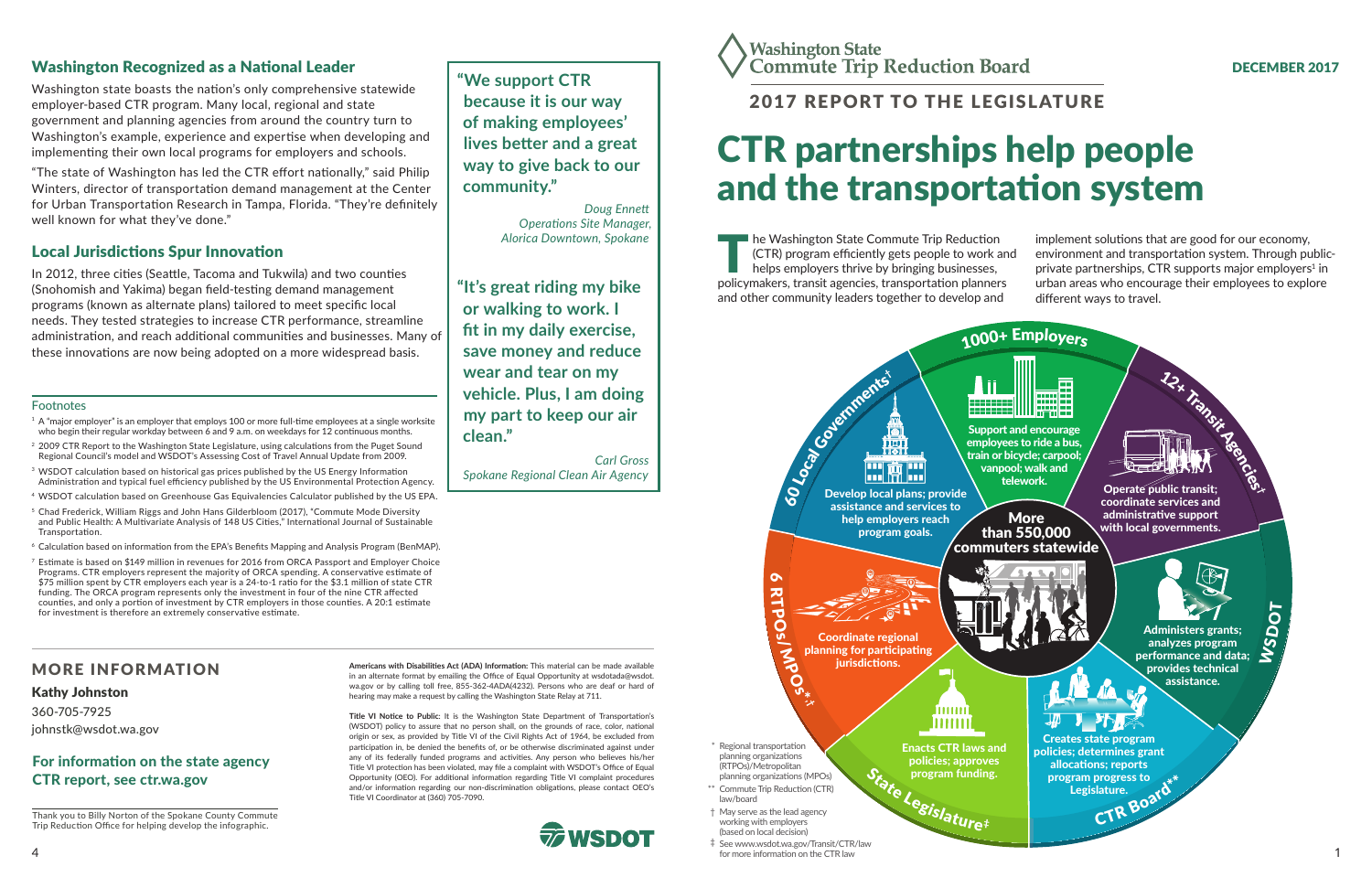# Washington State Commute Trip Reduction Board

DECEMBER 2017

## 2017 REPORT TO THE LEGISLATURE

# CTR partnerships help people and the transportation system

The Washington State Commute Trip Reduction (CTR) program efficiently gets people to work and helps employers thrive by bringing businesses, policymakers, transit agencies, transportation planners and other community leaders together to develop and implement solutions that are good for our economy, environment and transportation system. Through public-private partnerships, CTR supports major employers[1] in urban areas who encourage their employees to explore different ways to travel.

**More than 550,000 commuters statewide**

**1000+ Employers**

Support and encourage employees to ride a bus, train or bicycle; carpool; vanpool; walk and telework.

**12+ Transit Agencies†**

Operate public transit; coordinate services and administrative support with local governments.

**WSDOT**

Administers grants; analyzes program performance and data; provides technical assistance.

**CTR Board****

Creates state program policies; determines grant allocations; reports program progress to Legislature.

**State Legislature‡**

Enacts CTR laws and policies; approves program funding.

**6 RTPOs/MPOs*†**

Coordinate regional planning for participating jurisdictions.

**60 Local Governments†**

Develop local plans; provide assistance and services to help employers reach program goals.

\* Regional transportation planning organizations (RTPOs)/Metropolitan planning organizations (MPOs)

** Commute Trip Reduction (CTR) law/board

† May serve as the lead agency working with employers (based on local decision)

‡ See www.wsdot.wa.gov/Transit/CTR/law for more information on the CTR law

## Washington Recognized as a National Leader

Washington state boasts the nation's only comprehensive statewide employer-based CTR program. Many local, regional and state government and planning agencies from around the country turn to Washington's example, experience and expertise when developing and implementing their own local programs for employers and schools.

"The state of Washington has led the CTR effort nationally," said Philip Winters, director of transportation demand management at the Center for Urban Transportation Research in Tampa, Florida. "They're definitely well known for what they've done."

## Local Jurisdictions Spur Innovation

In 2012, three cities (Seattle, Tacoma and Tukwila) and two counties (Snohomish and Yakima) began field-testing demand management programs (known as alternate plans) tailored to meet specific local needs. They tested strategies to increase CTR performance, streamline administration, and reach additional communities and businesses. Many of these innovations are now being adopted on a more widespread basis.

**"We support CTR because it is our way of making employees' lives better and a great way to give back to our community."**

*Doug Ennett*
*Operations Site Manager, Alorica Downtown, Spokane*

**"It's great riding my bike or walking to work. I fit in my daily exercise, save money and reduce wear and tear on my vehicle. Plus, I am doing my part to keep our air clean."**

*Carl Gross*
*Spokane Regional Clean Air Agency*

### Footnotes

[1] A "major employer" is an employer that employs 100 or more full-time employees at a single worksite who begin their regular workday between 6 and 9 a.m. on weekdays for 12 continuous months.

[2] 2009 CTR Report to the Washington State Legislature, using calculations from the Puget Sound Regional Council's model and WSDOT's Assessing Cost of Travel Annual Update from 2009.

[3] WSDOT calculation based on historical gas prices published by the US Energy Information Administration and typical fuel efficiency published by the US Environmental Protection Agency.

[4] WSDOT calculation based on Greenhouse Gas Equivalencies Calculator published by the US EPA.

[5] Chad Frederick, William Riggs and John Hans Gilderbloom (2017), "Commute Mode Diversity and Public Health: A Multivariate Analysis of 148 US Cities," International Journal of Sustainable Transportation.

[6] Calculation based on information from the EPA's Benefits Mapping and Analysis Program (BenMAP).

[7] Estimate is based on $149 million in revenues for 2016 from ORCA Passport and Employer Choice Programs. CTR employers represent the majority of ORCA spending. A conservative estimate of $75 million spent by CTR employers each year is a 24-to-1 ratio for the $3.1 million of state CTR funding. The ORCA program represents only the investment in four of the nine CTR affected counties, and only a portion of investment by CTR employers in those counties. A 20:1 estimate for investment is therefore an extremely conservative estimate.

## MORE INFORMATION

**Kathy Johnston**
360-705-7925
johnstk@wsdot.wa.gov

### For information on the state agency CTR report, see ctr.wa.gov

Thank you to Billy Norton of the Spokane County Commute Trip Reduction Office for helping develop the infographic.

**Americans with Disabilities Act (ADA) Information:** This material can be made available in an alternate format by emailing the Office of Equal Opportunity at wsdotada@wsdot.wa.gov or by calling toll free, 855-362-4ADA(4232). Persons who are deaf or hard of hearing may make a request by calling the Washington State Relay at 711.

**Title VI Notice to Public:** It is the Washington State Department of Transportation's (WSDOT) policy to assure that no person shall, on the grounds of race, color, national origin or sex, as provided by Title VI of the Civil Rights Act of 1964, be excluded from participation in, be denied the benefits of, or be otherwise discriminated against under any of its federally funded programs and activities. Any person who believes his/her Title VI protection has been violated, may file a complaint with WSDOT's Office of Equal Opportunity (OEO). For additional information regarding Title VI complaint procedures and/or information regarding our non-discrimination obligations, please contact OEO's Title VI Coordinator at (360) 705-7090.

WSDOT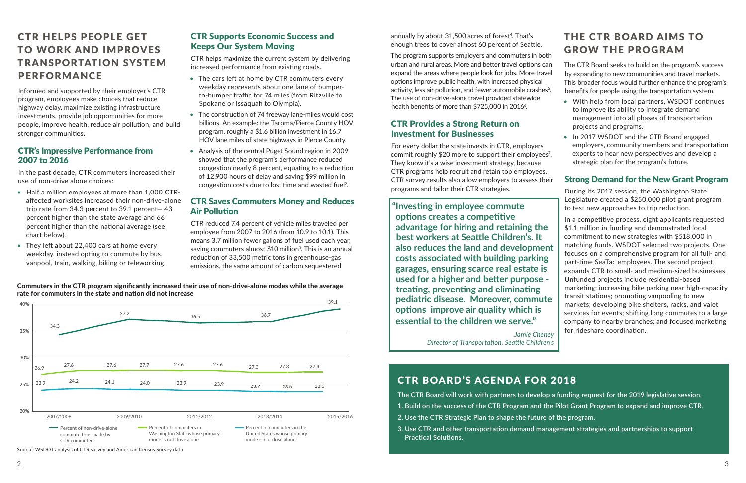# CTR HELPS PEOPLE GET TO WORK AND IMPROVES TRANSPORTATION SYSTEM PERFORMANCE

Informed and supported by their employer's CTR program, employees make choices that reduce highway delay, maximize existing infrastructure investments, provide job opportunities for more people, improve health, reduce air pollution, and build stronger communities.

## CTR's Impressive Performance from 2007 to 2016

In the past decade, CTR commuters increased their use of non-drive alone choices:

- Half a million employees at more than 1,000 CTR-affected worksites increased their non-drive-alone trip rate from 34.3 percent to 39.1 percent– 43 percent higher than the state average and 66 percent higher than the national average (see chart below).
- They left about 22,400 cars at home every weekday, instead opting to commute by bus, vanpool, train, walking, biking or teleworking.

## CTR Supports Economic Success and Keeps Our System Moving

CTR helps maximize the current system by delivering increased performance from existing roads.

- The cars left at home by CTR commuters every weekday represents about one lane of bumper-to-bumper traffic for 74 miles (from Ritzville to Spokane or Issaquah to Olympia).
- The construction of 74 freeway lane-miles would cost billions. An example: the Tacoma/Pierce County HOV program, roughly a $1.6 billion investment in 16.7 HOV lane miles of state highways in Pierce County.
- Analysis of the central Puget Sound region in 2009 showed that the program's performance reduced congestion nearly 8 percent, equating to a reduction of 12,900 hours of delay and saving $99 million in congestion costs due to lost time and wasted fuel[2].

## CTR Saves Commuters Money and Reduces Air Pollution

CTR reduced 7.4 percent of vehicle miles traveled per employee from 2007 to 2016 (from 10.9 to 10.1). This means 3.7 million fewer gallons of fuel used each year, saving commuters almost $10 million[3]. This is an annual reduction of 33,500 metric tons in greenhouse-gas emissions, the same amount of carbon sequestered annually by about 31,500 acres of forest[4]. That's enough trees to cover almost 60 percent of Seattle.

The program supports employers and commuters in both urban and rural areas. More and better travel options can expand the areas where people look for jobs. More travel options improve public health, with increased physical activity, less air pollution, and fewer automobile crashes[5]. The use of non-drive-alone travel provided statewide health benefits of more than $725,000 in 2016[6].

**Commuters in the CTR program significantly increased their use of non-drive-alone modes while the average rate for commuters in the state and nation did not increase**

40%
35%
30%
25%
20%

34.3
37.2
36.5
36.7
39.1

26.9
27.6
27.6
27.7
27.6
27.6
27.3
27.3
27.4

23.9
24.2
24.1
24.0
23.9
23.9
23.7
23.6
23.6

2007/2008
2009/2010
2011/2012
2013/2014
2015/2016

Percent of non-drive-alone commute trips made by CTR commuters
Percent of commuters in Washington State whose primary mode is not drive alone
Percent of commuters in the United States whose primary mode is not drive alone

Source: WSDOT analysis of CTR survey and American Census Survey data

## CTR Provides a Strong Return on Investment for Businesses

For every dollar the state invests in CTR, employers commit roughly $20 more to support their employees[7]. They know it's a wise investment strategy, because CTR programs help recruit and retain top employees. CTR survey results also allow employers to assess their programs and tailor their CTR strategies.

> **"Investing in employee commute options creates a competitive advantage for hiring and retaining the best workers at Seattle Children's. It also reduces the land and development costs associated with building parking garages, ensuring scarce real estate is used for a higher and better purpose - treating, preventing and eliminating pediatric disease. Moreover, commute options improve air quality which is essential to the children we serve."**
>
> *Jamie Cheney*
> *Director of Transportation, Seattle Children's*

# THE CTR BOARD AIMS TO GROW THE PROGRAM

The CTR Board seeks to build on the program's success by expanding to new communities and travel markets. This broader focus would further enhance the program's benefits for people using the transportation system.

- With help from local partners, WSDOT continues to improve its ability to integrate demand management into all phases of transportation projects and programs.
- In 2017 WSDOT and the CTR Board engaged employers, community members and transportation experts to hear new perspectives and develop a strategic plan for the program's future.

## Strong Demand for the New Grant Program

During its 2017 session, the Washington State Legislature created a $250,000 pilot grant program to test new approaches to trip reduction.

In a competitive process, eight applicants requested $1.1 million in funding and demonstrated local commitment to new strategies with $518,000 in matching funds. WSDOT selected two projects. One focuses on a comprehensive program for all full- and part-time SeaTac employees. The second project expands CTR to small- and medium-sized businesses. Unfunded projects include residential-based marketing; increasing bike parking near high-capacity transit stations; promoting vanpooling to new markets; developing bike shelters, racks, and valet services for events; shifting long commutes to a large company to nearby branches; and focused marketing for rideshare coordination.

# CTR BOARD'S AGENDA FOR 2018

**The CTR Board will work with partners to develop a funding request for the 2019 legislative session.**

1. **Build on the success of the CTR Program and the Pilot Grant Program to expand and improve CTR.**
2. **Use the CTR Strategic Plan to shape the future of the program.**
3. **Use CTR and other transportation demand management strategies and partnerships to support Practical Solutions.**